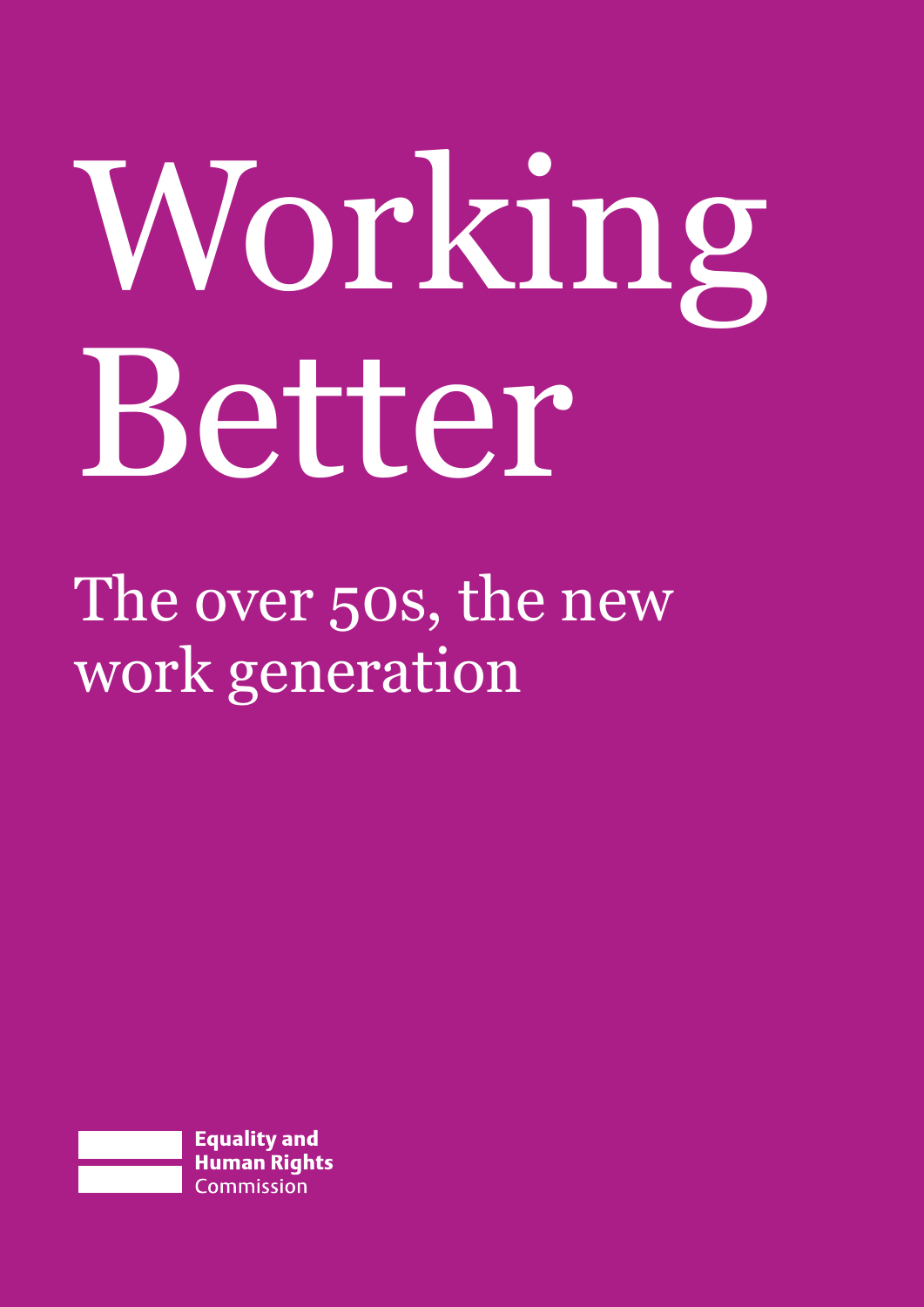# Working Better

## The over 50s, the new work generation

Equality and Human Rights Commission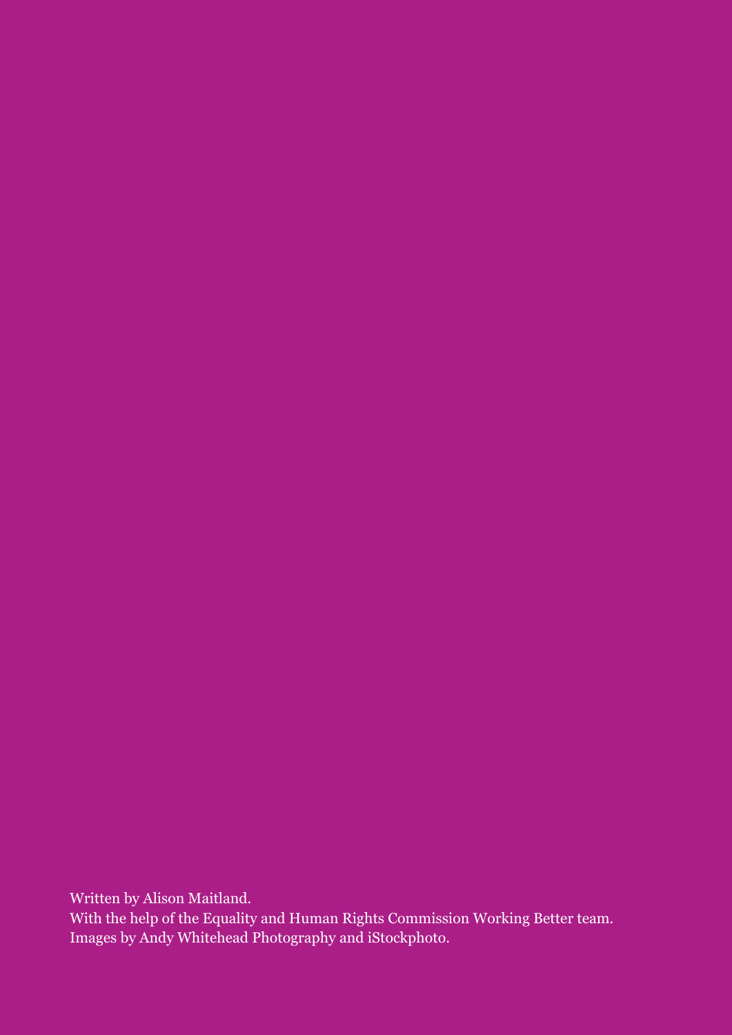Written by Alison Maitland.
With the help of the Equality and Human Rights Commission Working Better team.
Images by Andy Whitehead Photography and iStockphoto.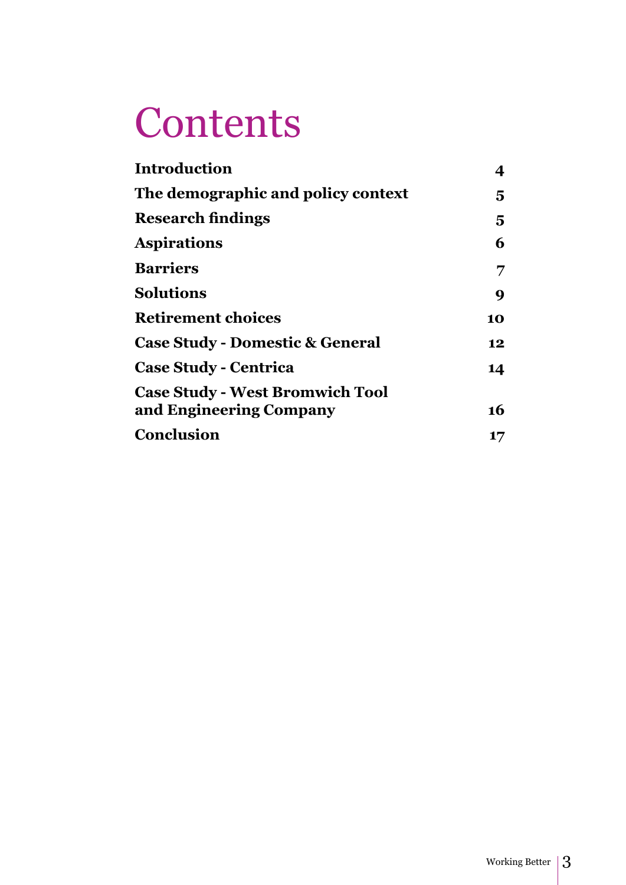# Contents

| | |
|---|---|
| **Introduction** | **4** |
| **The demographic and policy context** | **5** |
| **Research findings** | **5** |
| **Aspirations** | **6** |
| **Barriers** | **7** |
| **Solutions** | **9** |
| **Retirement choices** | **10** |
| **Case Study - Domestic & General** | **12** |
| **Case Study - Centrica** | **14** |
| **Case Study - West Bromwich Tool and Engineering Company** | **16** |
| **Conclusion** | **17** |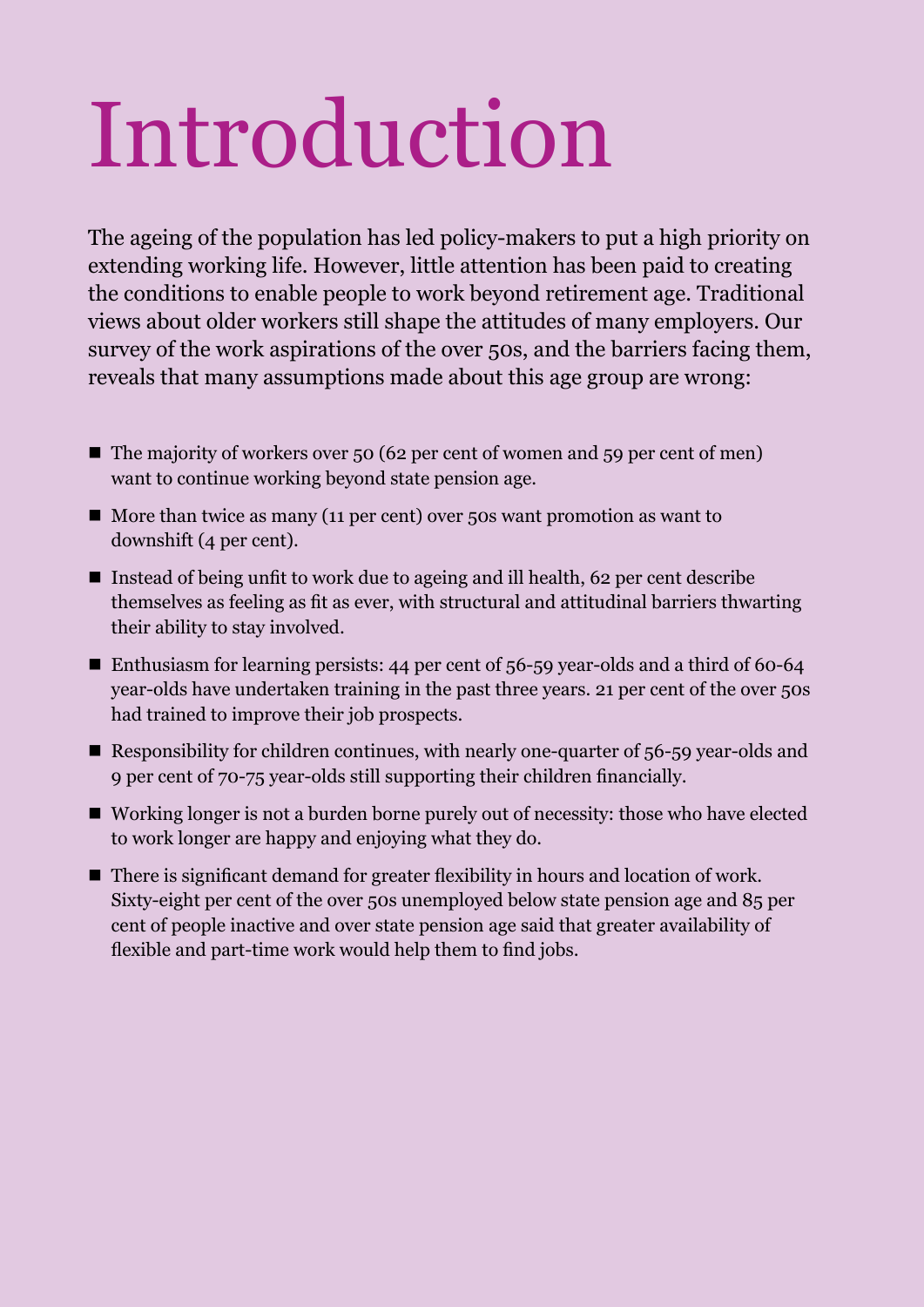# Introduction

The ageing of the population has led policy-makers to put a high priority on extending working life. However, little attention has been paid to creating the conditions to enable people to work beyond retirement age. Traditional views about older workers still shape the attitudes of many employers. Our survey of the work aspirations of the over 50s, and the barriers facing them, reveals that many assumptions made about this age group are wrong:

- The majority of workers over 50 (62 per cent of women and 59 per cent of men) want to continue working beyond state pension age.
- More than twice as many (11 per cent) over 50s want promotion as want to downshift (4 per cent).
- Instead of being unfit to work due to ageing and ill health, 62 per cent describe themselves as feeling as fit as ever, with structural and attitudinal barriers thwarting their ability to stay involved.
- Enthusiasm for learning persists: 44 per cent of 56-59 year-olds and a third of 60-64 year-olds have undertaken training in the past three years. 21 per cent of the over 50s had trained to improve their job prospects.
- Responsibility for children continues, with nearly one-quarter of 56-59 year-olds and 9 per cent of 70-75 year-olds still supporting their children financially.
- Working longer is not a burden borne purely out of necessity: those who have elected to work longer are happy and enjoying what they do.
- There is significant demand for greater flexibility in hours and location of work. Sixty-eight per cent of the over 50s unemployed below state pension age and 85 per cent of people inactive and over state pension age said that greater availability of flexible and part-time work would help them to find jobs.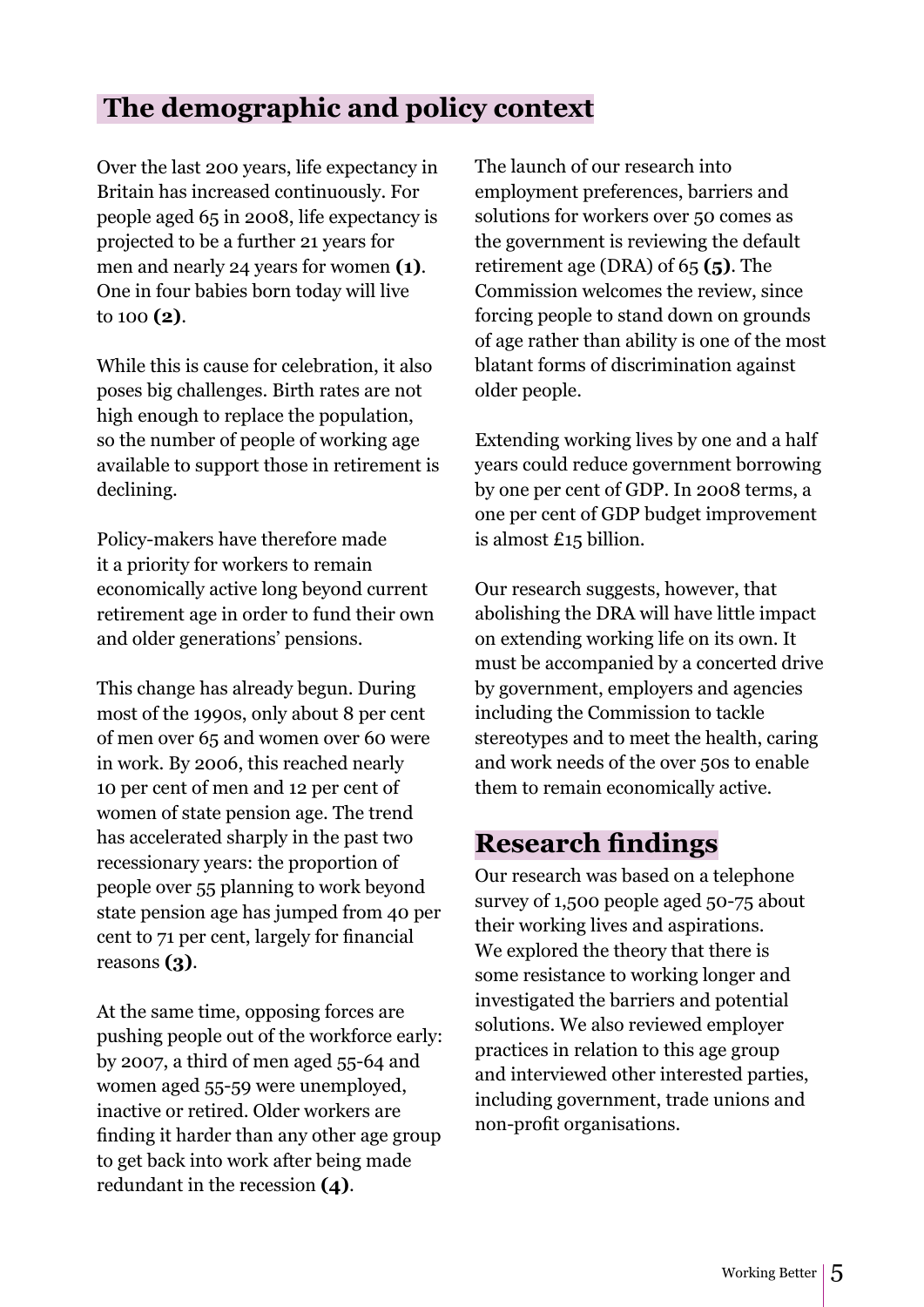## The demographic and policy context

Over the last 200 years, life expectancy in Britain has increased continuously. For people aged 65 in 2008, life expectancy is projected to be a further 21 years for men and nearly 24 years for women **(1)**. One in four babies born today will live to 100 **(2)**.

While this is cause for celebration, it also poses big challenges. Birth rates are not high enough to replace the population, so the number of people of working age available to support those in retirement is declining.

Policy-makers have therefore made it a priority for workers to remain economically active long beyond current retirement age in order to fund their own and older generations' pensions.

This change has already begun. During most of the 1990s, only about 8 per cent of men over 65 and women over 60 were in work. By 2006, this reached nearly 10 per cent of men and 12 per cent of women of state pension age. The trend has accelerated sharply in the past two recessionary years: the proportion of people over 55 planning to work beyond state pension age has jumped from 40 per cent to 71 per cent, largely for financial reasons **(3)**.

At the same time, opposing forces are pushing people out of the workforce early: by 2007, a third of men aged 55-64 and women aged 55-59 were unemployed, inactive or retired. Older workers are finding it harder than any other age group to get back into work after being made redundant in the recession **(4)**.

The launch of our research into employment preferences, barriers and solutions for workers over 50 comes as the government is reviewing the default retirement age (DRA) of 65 **(5)**. The Commission welcomes the review, since forcing people to stand down on grounds of age rather than ability is one of the most blatant forms of discrimination against older people.

Extending working lives by one and a half years could reduce government borrowing by one per cent of GDP. In 2008 terms, a one per cent of GDP budget improvement is almost £15 billion.

Our research suggests, however, that abolishing the DRA will have little impact on extending working life on its own. It must be accompanied by a concerted drive by government, employers and agencies including the Commission to tackle stereotypes and to meet the health, caring and work needs of the over 50s to enable them to remain economically active.

## Research findings

Our research was based on a telephone survey of 1,500 people aged 50-75 about their working lives and aspirations. We explored the theory that there is some resistance to working longer and investigated the barriers and potential solutions. We also reviewed employer practices in relation to this age group and interviewed other interested parties, including government, trade unions and non-profit organisations.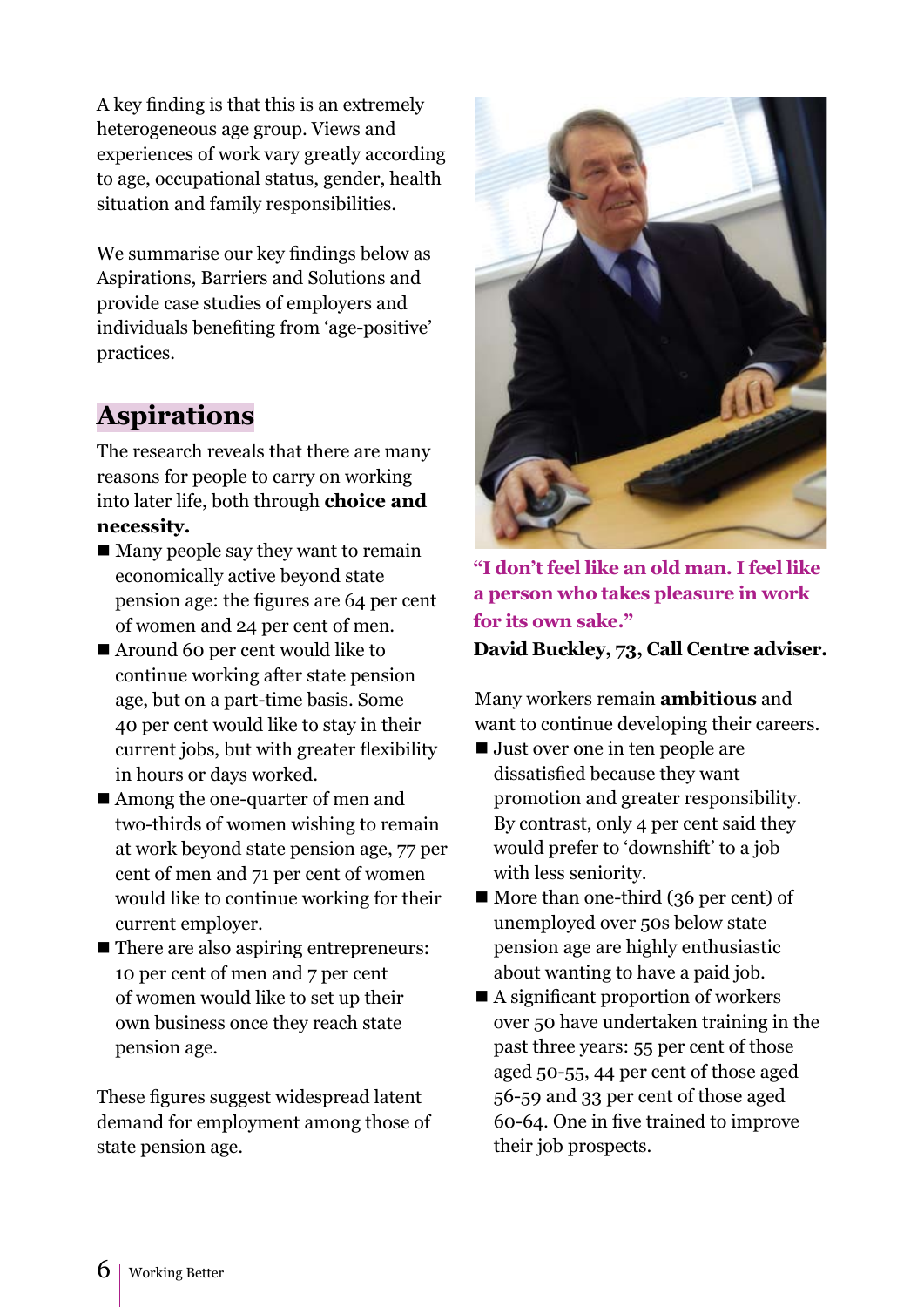A key finding is that this is an extremely heterogeneous age group. Views and experiences of work vary greatly according to age, occupational status, gender, health situation and family responsibilities.

We summarise our key findings below as Aspirations, Barriers and Solutions and provide case studies of employers and individuals benefiting from 'age-positive' practices.

## Aspirations

The research reveals that there are many reasons for people to carry on working into later life, both through **choice and necessity.**

- Many people say they want to remain economically active beyond state pension age: the figures are 64 per cent of women and 24 per cent of men.
- Around 60 per cent would like to continue working after state pension age, but on a part-time basis. Some 40 per cent would like to stay in their current jobs, but with greater flexibility in hours or days worked.
- Among the one-quarter of men and two-thirds of women wishing to remain at work beyond state pension age, 77 per cent of men and 71 per cent of women would like to continue working for their current employer.
- There are also aspiring entrepreneurs: 10 per cent of men and 7 per cent of women would like to set up their own business once they reach state pension age.

These figures suggest widespread latent demand for employment among those of state pension age.

**"I don't feel like an old man. I feel like a person who takes pleasure in work for its own sake."**

**David Buckley, 73, Call Centre adviser.**

Many workers remain **ambitious** and want to continue developing their careers.

- Just over one in ten people are dissatisfied because they want promotion and greater responsibility. By contrast, only 4 per cent said they would prefer to 'downshift' to a job with less seniority.
- More than one-third (36 per cent) of unemployed over 50s below state pension age are highly enthusiastic about wanting to have a paid job.
- A significant proportion of workers over 50 have undertaken training in the past three years: 55 per cent of those aged 50-55, 44 per cent of those aged 56-59 and 33 per cent of those aged 60-64. One in five trained to improve their job prospects.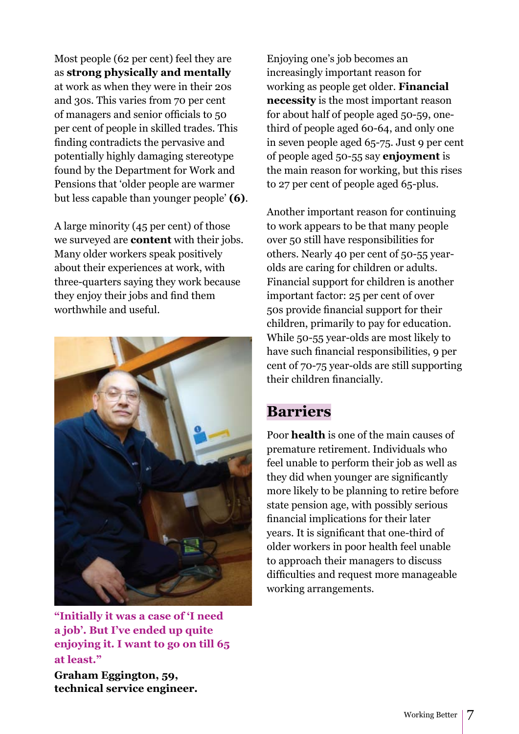Most people (62 per cent) feel they are as **strong physically and mentally** at work as when they were in their 20s and 30s. This varies from 70 per cent of managers and senior officials to 50 per cent of people in skilled trades. This finding contradicts the pervasive and potentially highly damaging stereotype found by the Department for Work and Pensions that 'older people are warmer but less capable than younger people' **(6)**.

A large minority (45 per cent) of those we surveyed are **content** with their jobs. Many older workers speak positively about their experiences at work, with three-quarters saying they work because they enjoy their jobs and find them worthwhile and useful.

**"Initially it was a case of 'I need a job'. But I've ended up quite enjoying it. I want to go on till 65 at least."**

**Graham Eggington, 59, technical service engineer.**

Enjoying one's job becomes an increasingly important reason for working as people get older. **Financial necessity** is the most important reason for about half of people aged 50-59, one-third of people aged 60-64, and only one in seven people aged 65-75. Just 9 per cent of people aged 50-55 say **enjoyment** is the main reason for working, but this rises to 27 per cent of people aged 65-plus.

Another important reason for continuing to work appears to be that many people over 50 still have responsibilities for others. Nearly 40 per cent of 50-55 year-olds are caring for children or adults. Financial support for children is another important factor: 25 per cent of over 50s provide financial support for their children, primarily to pay for education. While 50-55 year-olds are most likely to have such financial responsibilities, 9 per cent of 70-75 year-olds are still supporting their children financially.

## Barriers

Poor **health** is one of the main causes of premature retirement. Individuals who feel unable to perform their job as well as they did when younger are significantly more likely to be planning to retire before state pension age, with possibly serious financial implications for their later years. It is significant that one-third of older workers in poor health feel unable to approach their managers to discuss difficulties and request more manageable working arrangements.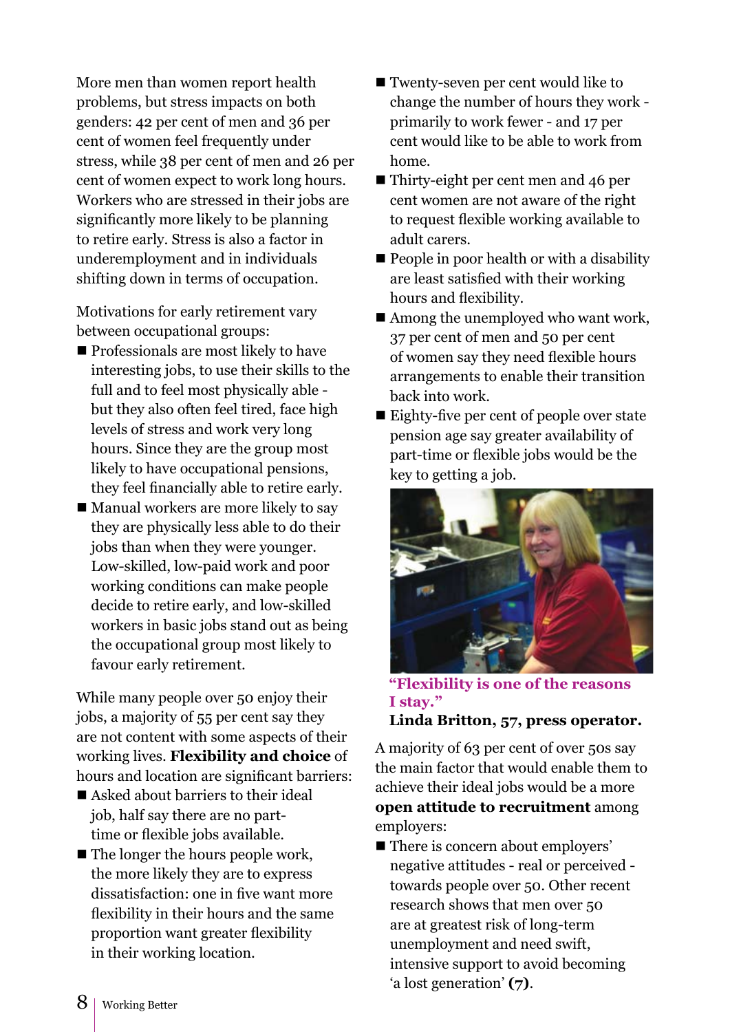More men than women report health problems, but stress impacts on both genders: 42 per cent of men and 36 per cent of women feel frequently under stress, while 38 per cent of men and 26 per cent of women expect to work long hours. Workers who are stressed in their jobs are significantly more likely to be planning to retire early. Stress is also a factor in underemployment and in individuals shifting down in terms of occupation.

Motivations for early retirement vary between occupational groups:

- Professionals are most likely to have interesting jobs, to use their skills to the full and to feel most physically able - but they also often feel tired, face high levels of stress and work very long hours. Since they are the group most likely to have occupational pensions, they feel financially able to retire early.
- Manual workers are more likely to say they are physically less able to do their jobs than when they were younger. Low-skilled, low-paid work and poor working conditions can make people decide to retire early, and low-skilled workers in basic jobs stand out as being the occupational group most likely to favour early retirement.

While many people over 50 enjoy their jobs, a majority of 55 per cent say they are not content with some aspects of their working lives. **Flexibility and choice** of hours and location are significant barriers:

- Asked about barriers to their ideal job, half say there are no part-time or flexible jobs available.
- The longer the hours people work, the more likely they are to express dissatisfaction: one in five want more flexibility in their hours and the same proportion want greater flexibility in their working location.
- Twenty-seven per cent would like to change the number of hours they work - primarily to work fewer - and 17 per cent would like to be able to work from home.
- Thirty-eight per cent men and 46 per cent women are not aware of the right to request flexible working available to adult carers.
- People in poor health or with a disability are least satisfied with their working hours and flexibility.
- Among the unemployed who want work, 37 per cent of men and 50 per cent of women say they need flexible hours arrangements to enable their transition back into work.
- Eighty-five per cent of people over state pension age say greater availability of part-time or flexible jobs would be the key to getting a job.

**"Flexibility is one of the reasons I stay."**
**Linda Britton, 57, press operator.**

A majority of 63 per cent of over 50s say the main factor that would enable them to achieve their ideal jobs would be a more **open attitude to recruitment** among employers:

- There is concern about employers' negative attitudes - real or perceived - towards people over 50. Other recent research shows that men over 50 are at greatest risk of long-term unemployment and need swift, intensive support to avoid becoming 'a lost generation' **(7)**.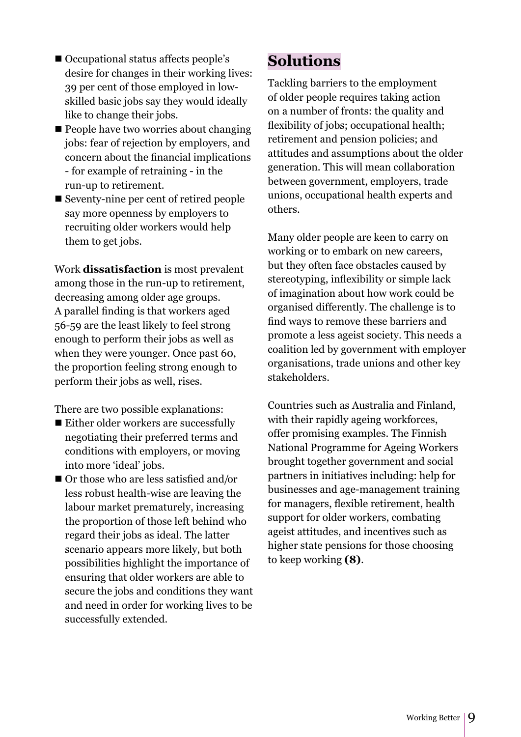- Occupational status affects people's desire for changes in their working lives: 39 per cent of those employed in low-skilled basic jobs say they would ideally like to change their jobs.
- People have two worries about changing jobs: fear of rejection by employers, and concern about the financial implications - for example of retraining - in the run-up to retirement.
- Seventy-nine per cent of retired people say more openness by employers to recruiting older workers would help them to get jobs.

Work **dissatisfaction** is most prevalent among those in the run-up to retirement, decreasing among older age groups. A parallel finding is that workers aged 56-59 are the least likely to feel strong enough to perform their jobs as well as when they were younger. Once past 60, the proportion feeling strong enough to perform their jobs as well, rises.

There are two possible explanations:

- Either older workers are successfully negotiating their preferred terms and conditions with employers, or moving into more 'ideal' jobs.
- Or those who are less satisfied and/or less robust health-wise are leaving the labour market prematurely, increasing the proportion of those left behind who regard their jobs as ideal. The latter scenario appears more likely, but both possibilities highlight the importance of ensuring that older workers are able to secure the jobs and conditions they want and need in order for working lives to be successfully extended.

## Solutions

Tackling barriers to the employment of older people requires taking action on a number of fronts: the quality and flexibility of jobs; occupational health; retirement and pension policies; and attitudes and assumptions about the older generation. This will mean collaboration between government, employers, trade unions, occupational health experts and others.

Many older people are keen to carry on working or to embark on new careers, but they often face obstacles caused by stereotyping, inflexibility or simple lack of imagination about how work could be organised differently. The challenge is to find ways to remove these barriers and promote a less ageist society. This needs a coalition led by government with employer organisations, trade unions and other key stakeholders.

Countries such as Australia and Finland, with their rapidly ageing workforces, offer promising examples. The Finnish National Programme for Ageing Workers brought together government and social partners in initiatives including: help for businesses and age-management training for managers, flexible retirement, health support for older workers, combating ageist attitudes, and incentives such as higher state pensions for those choosing to keep working **(8)**.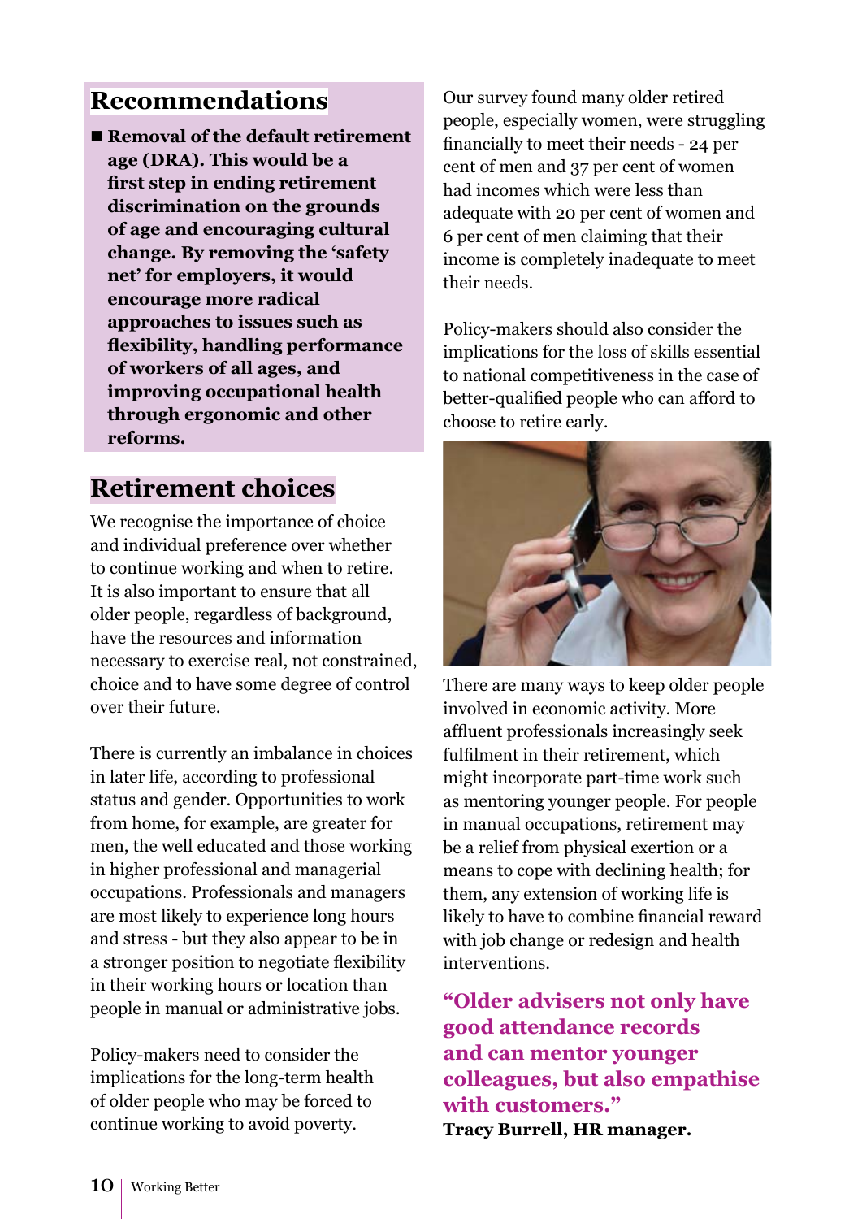## Recommendations

- **Removal of the default retirement age (DRA). This would be a first step in ending retirement discrimination on the grounds of age and encouraging cultural change. By removing the 'safety net' for employers, it would encourage more radical approaches to issues such as flexibility, handling performance of workers of all ages, and improving occupational health through ergonomic and other reforms.**

## Retirement choices

We recognise the importance of choice and individual preference over whether to continue working and when to retire. It is also important to ensure that all older people, regardless of background, have the resources and information necessary to exercise real, not constrained, choice and to have some degree of control over their future.

There is currently an imbalance in choices in later life, according to professional status and gender. Opportunities to work from home, for example, are greater for men, the well educated and those working in higher professional and managerial occupations. Professionals and managers are most likely to experience long hours and stress - but they also appear to be in a stronger position to negotiate flexibility in their working hours or location than people in manual or administrative jobs.

Policy-makers need to consider the implications for the long-term health of older people who may be forced to continue working to avoid poverty.

Our survey found many older retired people, especially women, were struggling financially to meet their needs - 24 per cent of men and 37 per cent of women had incomes which were less than adequate with 20 per cent of women and 6 per cent of men claiming that their income is completely inadequate to meet their needs.

Policy-makers should also consider the implications for the loss of skills essential to national competitiveness in the case of better-qualified people who can afford to choose to retire early.

There are many ways to keep older people involved in economic activity. More affluent professionals increasingly seek fulfilment in their retirement, which might incorporate part-time work such as mentoring younger people. For people in manual occupations, retirement may be a relief from physical exertion or a means to cope with declining health; for them, any extension of working life is likely to have to combine financial reward with job change or redesign and health interventions.

**"Older advisers not only have good attendance records and can mentor younger colleagues, but also empathise with customers."**
**Tracy Burrell, HR manager.**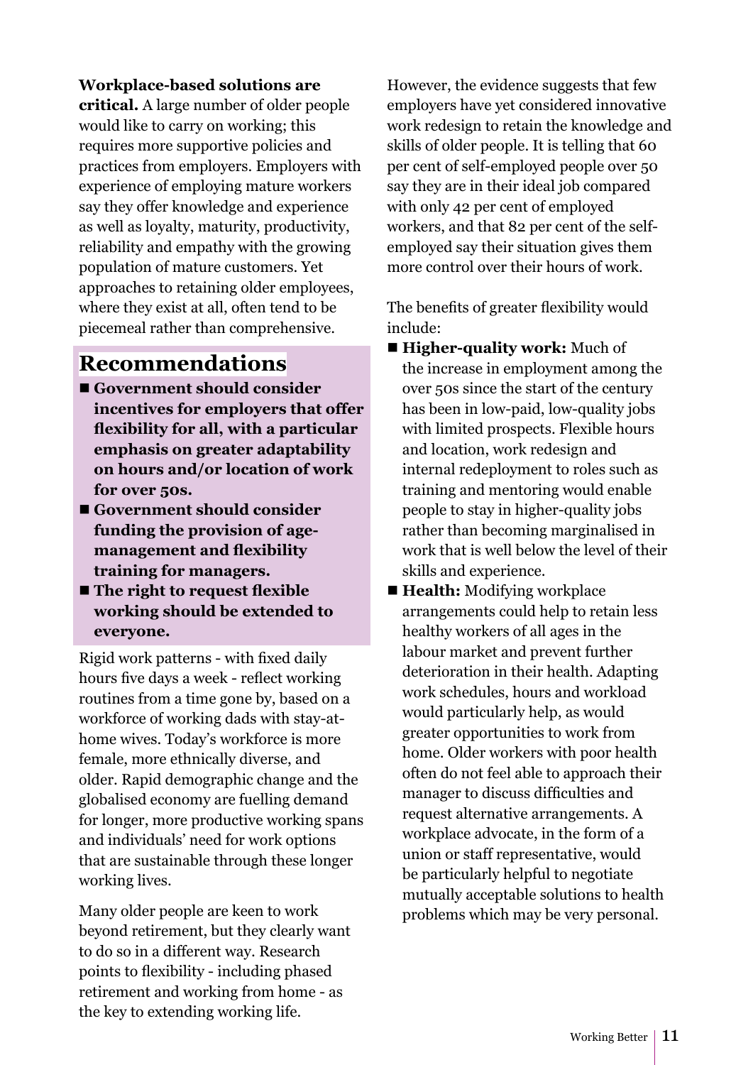**Workplace-based solutions are critical.** A large number of older people would like to carry on working; this requires more supportive policies and practices from employers. Employers with experience of employing mature workers say they offer knowledge and experience as well as loyalty, maturity, productivity, reliability and empathy with the growing population of mature customers. Yet approaches to retaining older employees, where they exist at all, often tend to be piecemeal rather than comprehensive.

## Recommendations

- **Government should consider incentives for employers that offer flexibility for all, with a particular emphasis on greater adaptability on hours and/or location of work for over 50s.**
- **Government should consider funding the provision of age-management and flexibility training for managers.**
- **The right to request flexible working should be extended to everyone.**

Rigid work patterns - with fixed daily hours five days a week - reflect working routines from a time gone by, based on a workforce of working dads with stay-at-home wives. Today's workforce is more female, more ethnically diverse, and older. Rapid demographic change and the globalised economy are fuelling demand for longer, more productive working spans and individuals' need for work options that are sustainable through these longer working lives.

Many older people are keen to work beyond retirement, but they clearly want to do so in a different way. Research points to flexibility - including phased retirement and working from home - as the key to extending working life.

However, the evidence suggests that few employers have yet considered innovative work redesign to retain the knowledge and skills of older people. It is telling that 60 per cent of self-employed people over 50 say they are in their ideal job compared with only 42 per cent of employed workers, and that 82 per cent of the self-employed say their situation gives them more control over their hours of work.

The benefits of greater flexibility would include:

- **Higher-quality work:** Much of the increase in employment among the over 50s since the start of the century has been in low-paid, low-quality jobs with limited prospects. Flexible hours and location, work redesign and internal redeployment to roles such as training and mentoring would enable people to stay in higher-quality jobs rather than becoming marginalised in work that is well below the level of their skills and experience.
- **Health:** Modifying workplace arrangements could help to retain less healthy workers of all ages in the labour market and prevent further deterioration in their health. Adapting work schedules, hours and workload would particularly help, as would greater opportunities to work from home. Older workers with poor health often do not feel able to approach their manager to discuss difficulties and request alternative arrangements. A workplace advocate, in the form of a union or staff representative, would be particularly helpful to negotiate mutually acceptable solutions to health problems which may be very personal.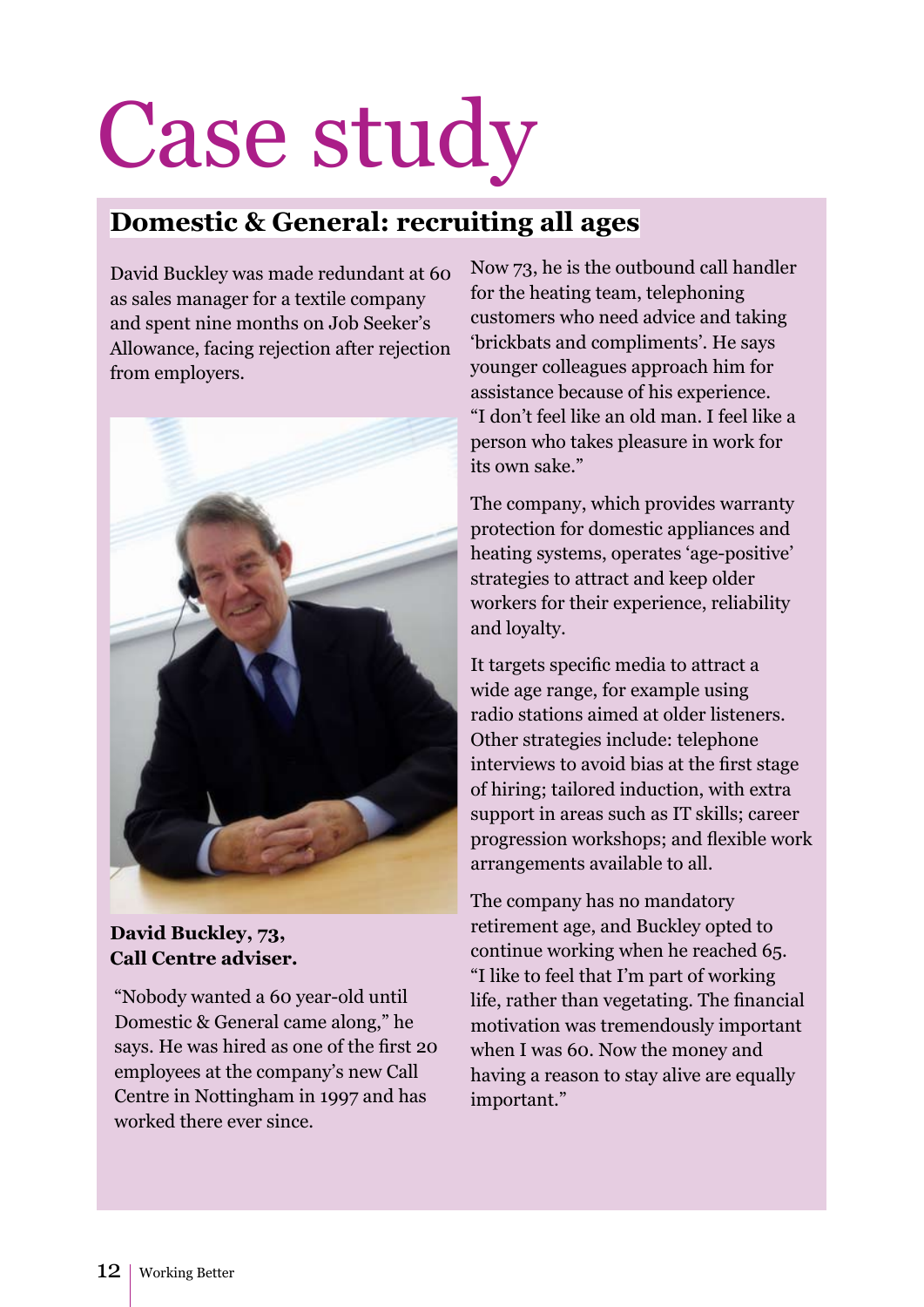# Case study

## Domestic & General: recruiting all ages

David Buckley was made redundant at 60 as sales manager for a textile company and spent nine months on Job Seeker's Allowance, facing rejection after rejection from employers.

**David Buckley, 73, Call Centre adviser.**

"Nobody wanted a 60 year-old until Domestic & General came along," he says. He was hired as one of the first 20 employees at the company's new Call Centre in Nottingham in 1997 and has worked there ever since.

Now 73, he is the outbound call handler for the heating team, telephoning customers who need advice and taking 'brickbats and compliments'. He says younger colleagues approach him for assistance because of his experience. "I don't feel like an old man. I feel like a person who takes pleasure in work for its own sake."

The company, which provides warranty protection for domestic appliances and heating systems, operates 'age-positive' strategies to attract and keep older workers for their experience, reliability and loyalty.

It targets specific media to attract a wide age range, for example using radio stations aimed at older listeners. Other strategies include: telephone interviews to avoid bias at the first stage of hiring; tailored induction, with extra support in areas such as IT skills; career progression workshops; and flexible work arrangements available to all.

The company has no mandatory retirement age, and Buckley opted to continue working when he reached 65. "I like to feel that I'm part of working life, rather than vegetating. The financial motivation was tremendously important when I was 60. Now the money and having a reason to stay alive are equally important."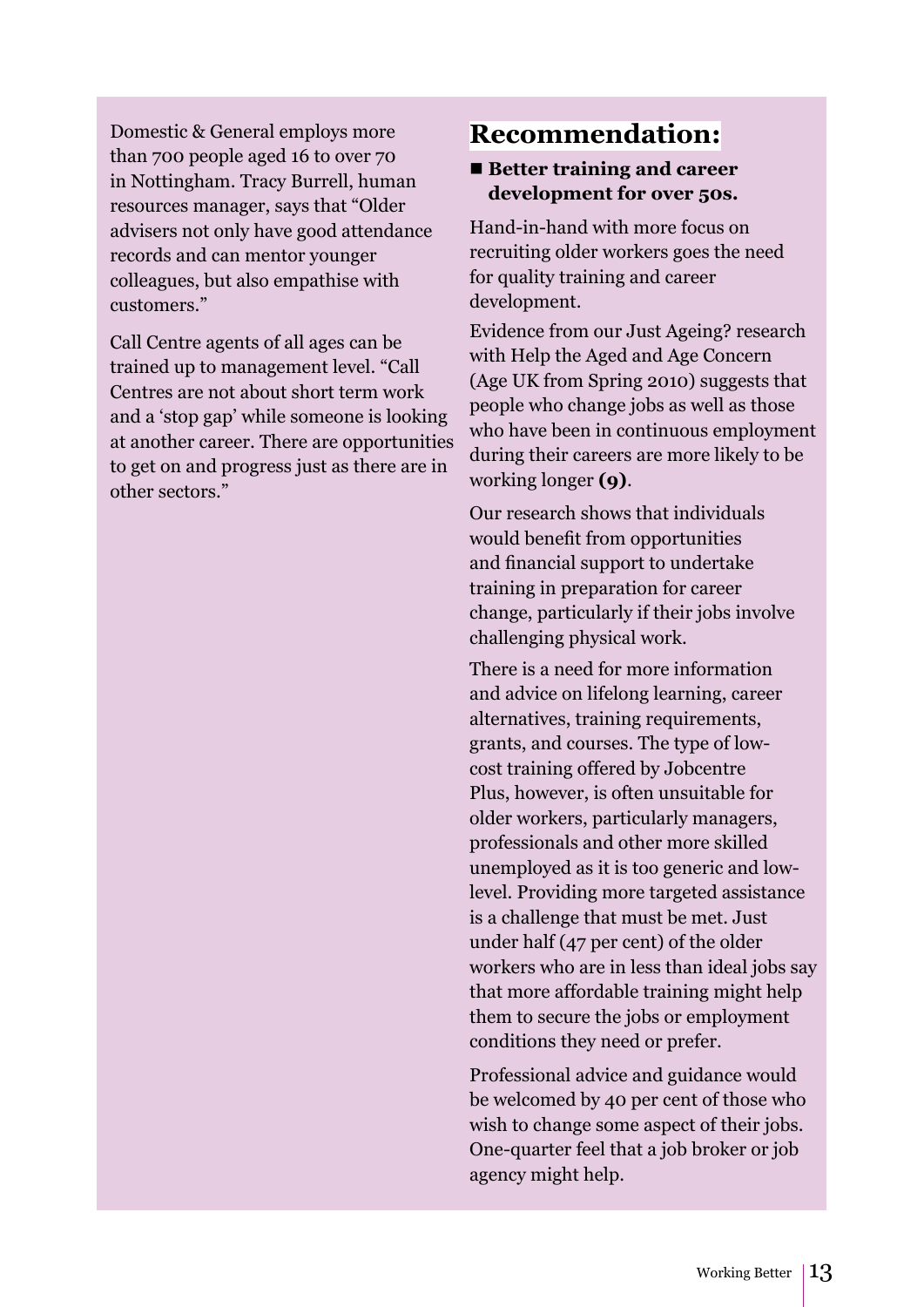Domestic & General employs more than 700 people aged 16 to over 70 in Nottingham. Tracy Burrell, human resources manager, says that "Older advisers not only have good attendance records and can mentor younger colleagues, but also empathise with customers."

Call Centre agents of all ages can be trained up to management level. "Call Centres are not about short term work and a 'stop gap' while someone is looking at another career. There are opportunities to get on and progress just as there are in other sectors."

## Recommendation:

- **Better training and career development for over 50s.**

Hand-in-hand with more focus on recruiting older workers goes the need for quality training and career development.

Evidence from our Just Ageing? research with Help the Aged and Age Concern (Age UK from Spring 2010) suggests that people who change jobs as well as those who have been in continuous employment during their careers are more likely to be working longer **(9)**.

Our research shows that individuals would benefit from opportunities and financial support to undertake training in preparation for career change, particularly if their jobs involve challenging physical work.

There is a need for more information and advice on lifelong learning, career alternatives, training requirements, grants, and courses. The type of low-cost training offered by Jobcentre Plus, however, is often unsuitable for older workers, particularly managers, professionals and other more skilled unemployed as it is too generic and low-level. Providing more targeted assistance is a challenge that must be met. Just under half (47 per cent) of the older workers who are in less than ideal jobs say that more affordable training might help them to secure the jobs or employment conditions they need or prefer.

Professional advice and guidance would be welcomed by 40 per cent of those who wish to change some aspect of their jobs. One-quarter feel that a job broker or job agency might help.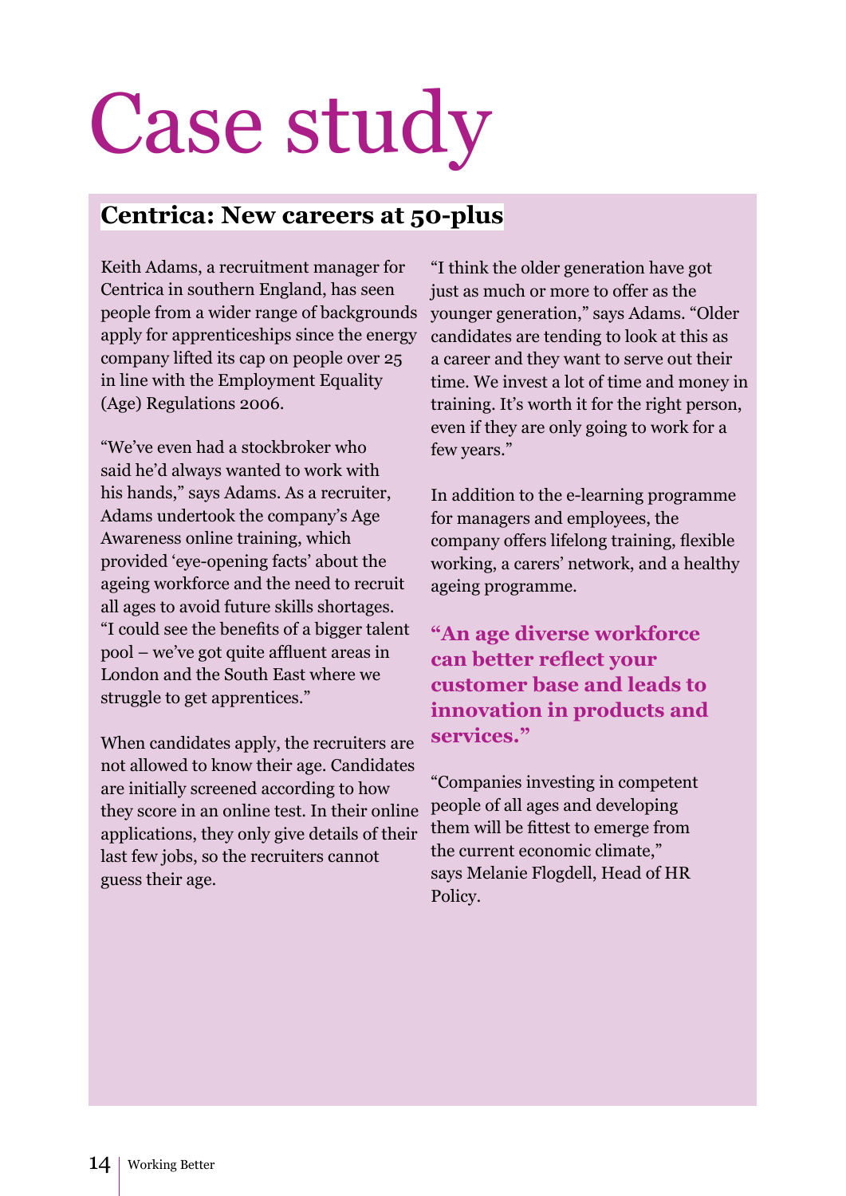# Case study

## Centrica: New careers at 50-plus

Keith Adams, a recruitment manager for Centrica in southern England, has seen people from a wider range of backgrounds apply for apprenticeships since the energy company lifted its cap on people over 25 in line with the Employment Equality (Age) Regulations 2006.

"We've even had a stockbroker who said he'd always wanted to work with his hands," says Adams. As a recruiter, Adams undertook the company's Age Awareness online training, which provided 'eye-opening facts' about the ageing workforce and the need to recruit all ages to avoid future skills shortages. "I could see the benefits of a bigger talent pool – we've got quite affluent areas in London and the South East where we struggle to get apprentices."

When candidates apply, the recruiters are not allowed to know their age. Candidates are initially screened according to how they score in an online test. In their online applications, they only give details of their last few jobs, so the recruiters cannot guess their age.

"I think the older generation have got just as much or more to offer as the younger generation," says Adams. "Older candidates are tending to look at this as a career and they want to serve out their time. We invest a lot of time and money in training. It's worth it for the right person, even if they are only going to work for a few years."

In addition to the e-learning programme for managers and employees, the company offers lifelong training, flexible working, a carers' network, and a healthy ageing programme.

**"An age diverse workforce can better reflect your customer base and leads to innovation in products and services."**

"Companies investing in competent people of all ages and developing them will be fittest to emerge from the current economic climate," says Melanie Flogdell, Head of HR Policy.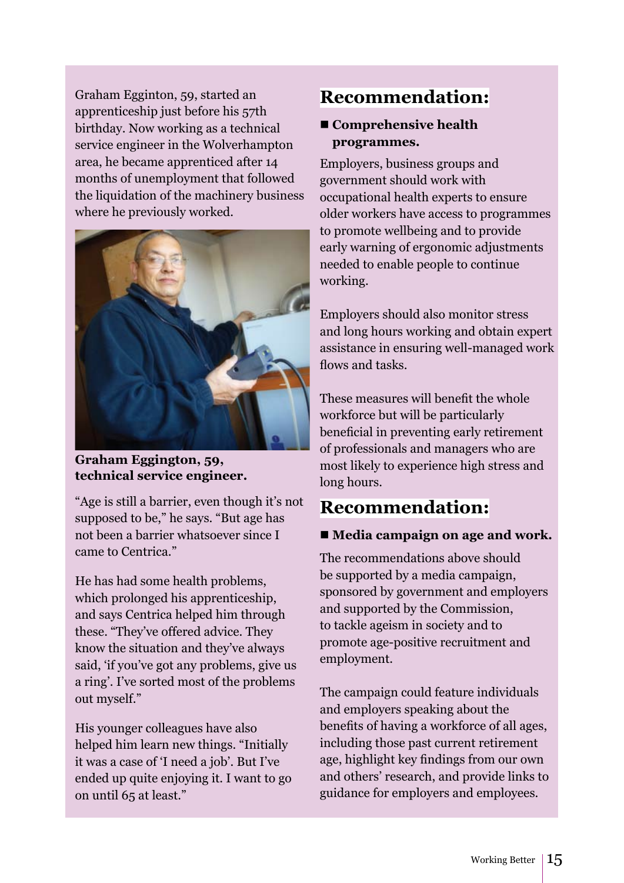Graham Egginton, 59, started an apprenticeship just before his 57th birthday. Now working as a technical service engineer in the Wolverhampton area, he became apprenticed after 14 months of unemployment that followed the liquidation of the machinery business where he previously worked.

**Graham Eggington, 59, technical service engineer.**

"Age is still a barrier, even though it's not supposed to be," he says. "But age has not been a barrier whatsoever since I came to Centrica."

He has had some health problems, which prolonged his apprenticeship, and says Centrica helped him through these. "They've offered advice. They know the situation and they've always said, 'if you've got any problems, give us a ring'. I've sorted most of the problems out myself."

His younger colleagues have also helped him learn new things. "Initially it was a case of 'I need a job'. But I've ended up quite enjoying it. I want to go on until 65 at least."

## Recommendation:

- **Comprehensive health programmes.**

Employers, business groups and government should work with occupational health experts to ensure older workers have access to programmes to promote wellbeing and to provide early warning of ergonomic adjustments needed to enable people to continue working.

Employers should also monitor stress and long hours working and obtain expert assistance in ensuring well-managed work flows and tasks.

These measures will benefit the whole workforce but will be particularly beneficial in preventing early retirement of professionals and managers who are most likely to experience high stress and long hours.

## Recommendation:

- **Media campaign on age and work.**

The recommendations above should be supported by a media campaign, sponsored by government and employers and supported by the Commission, to tackle ageism in society and to promote age-positive recruitment and employment.

The campaign could feature individuals and employers speaking about the benefits of having a workforce of all ages, including those past current retirement age, highlight key findings from our own and others' research, and provide links to guidance for employers and employees.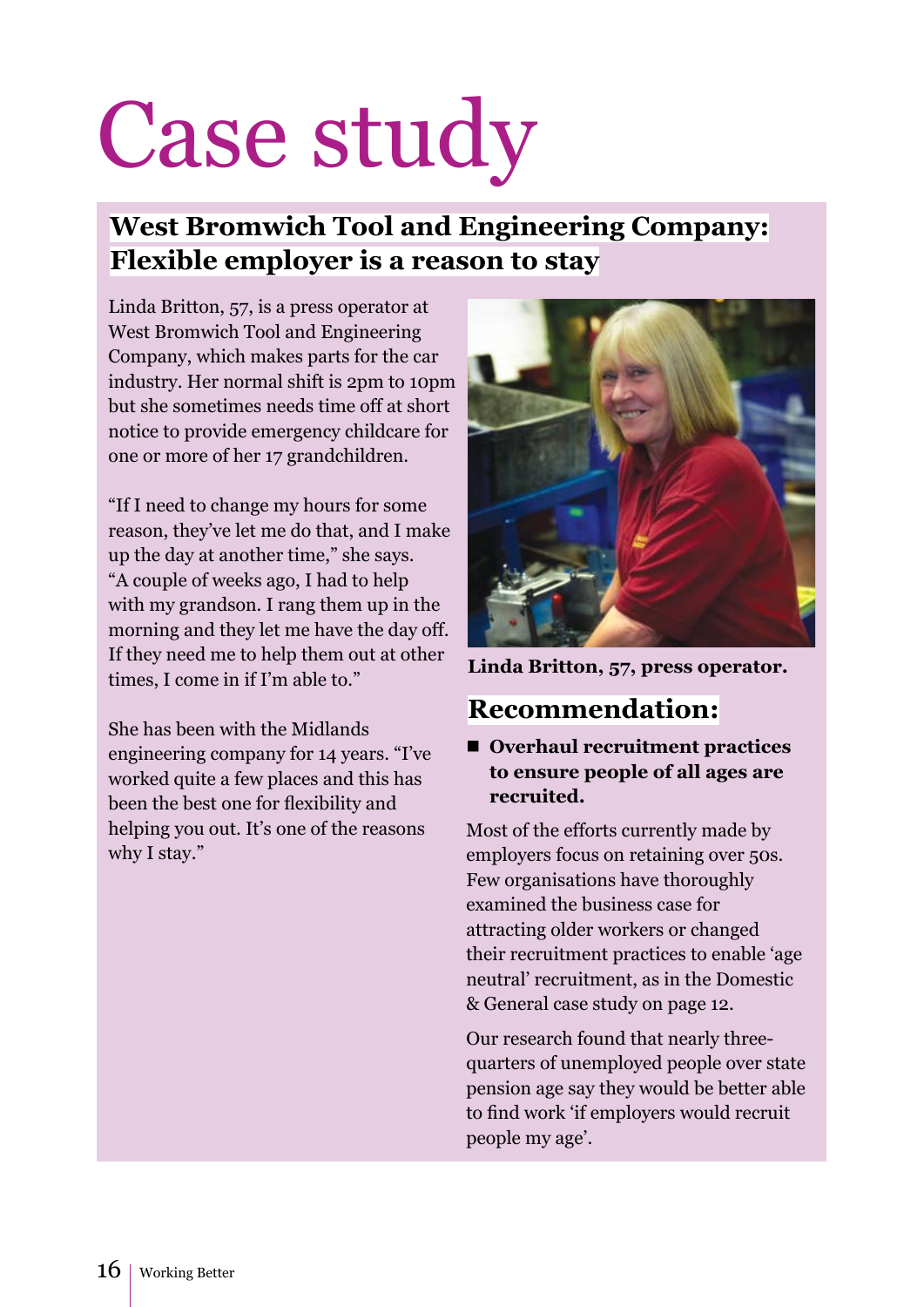# Case study

## West Bromwich Tool and Engineering Company: Flexible employer is a reason to stay

Linda Britton, 57, is a press operator at West Bromwich Tool and Engineering Company, which makes parts for the car industry. Her normal shift is 2pm to 10pm but she sometimes needs time off at short notice to provide emergency childcare for one or more of her 17 grandchildren.

"If I need to change my hours for some reason, they've let me do that, and I make up the day at another time," she says. "A couple of weeks ago, I had to help with my grandson. I rang them up in the morning and they let me have the day off. If they need me to help them out at other times, I come in if I'm able to."

She has been with the Midlands engineering company for 14 years. "I've worked quite a few places and this has been the best one for flexibility and helping you out. It's one of the reasons why I stay."

**Linda Britton, 57, press operator.**

## Recommendation:

- **Overhaul recruitment practices to ensure people of all ages are recruited.**

Most of the efforts currently made by employers focus on retaining over 50s. Few organisations have thoroughly examined the business case for attracting older workers or changed their recruitment practices to enable 'age neutral' recruitment, as in the Domestic & General case study on page 12.

Our research found that nearly three-quarters of unemployed people over state pension age say they would be better able to find work 'if employers would recruit people my age'.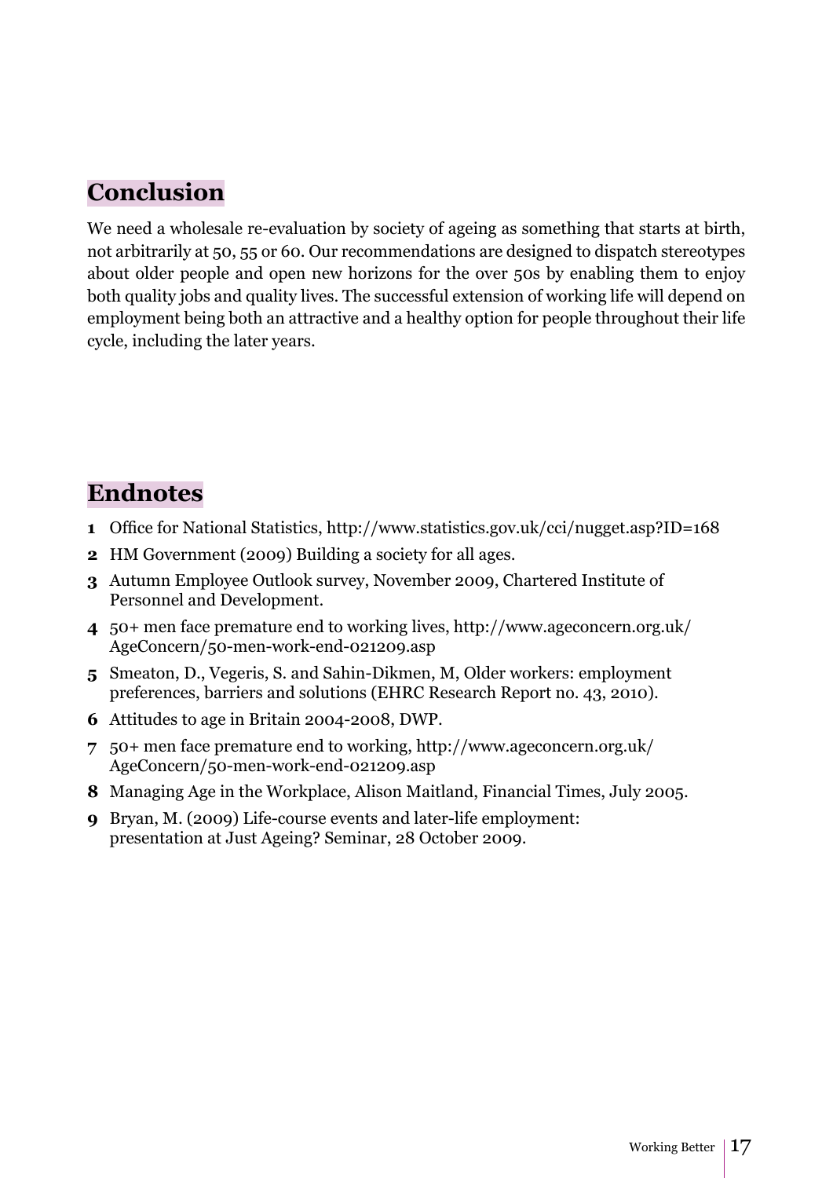## Conclusion

We need a wholesale re-evaluation by society of ageing as something that starts at birth, not arbitrarily at 50, 55 or 60. Our recommendations are designed to dispatch stereotypes about older people and open new horizons for the over 50s by enabling them to enjoy both quality jobs and quality lives. The successful extension of working life will depend on employment being both an attractive and a healthy option for people throughout their life cycle, including the later years.

## Endnotes

1. Office for National Statistics, http://www.statistics.gov.uk/cci/nugget.asp?ID=168
2. HM Government (2009) Building a society for all ages.
3. Autumn Employee Outlook survey, November 2009, Chartered Institute of Personnel and Development.
4. 50+ men face premature end to working lives, http://www.ageconcern.org.uk/AgeConcern/50-men-work-end-021209.asp
5. Smeaton, D., Vegeris, S. and Sahin-Dikmen, M, Older workers: employment preferences, barriers and solutions (EHRC Research Report no. 43, 2010).
6. Attitudes to age in Britain 2004-2008, DWP.
7. 50+ men face premature end to working, http://www.ageconcern.org.uk/AgeConcern/50-men-work-end-021209.asp
8. Managing Age in the Workplace, Alison Maitland, Financial Times, July 2005.
9. Bryan, M. (2009) Life-course events and later-life employment: presentation at Just Ageing? Seminar, 28 October 2009.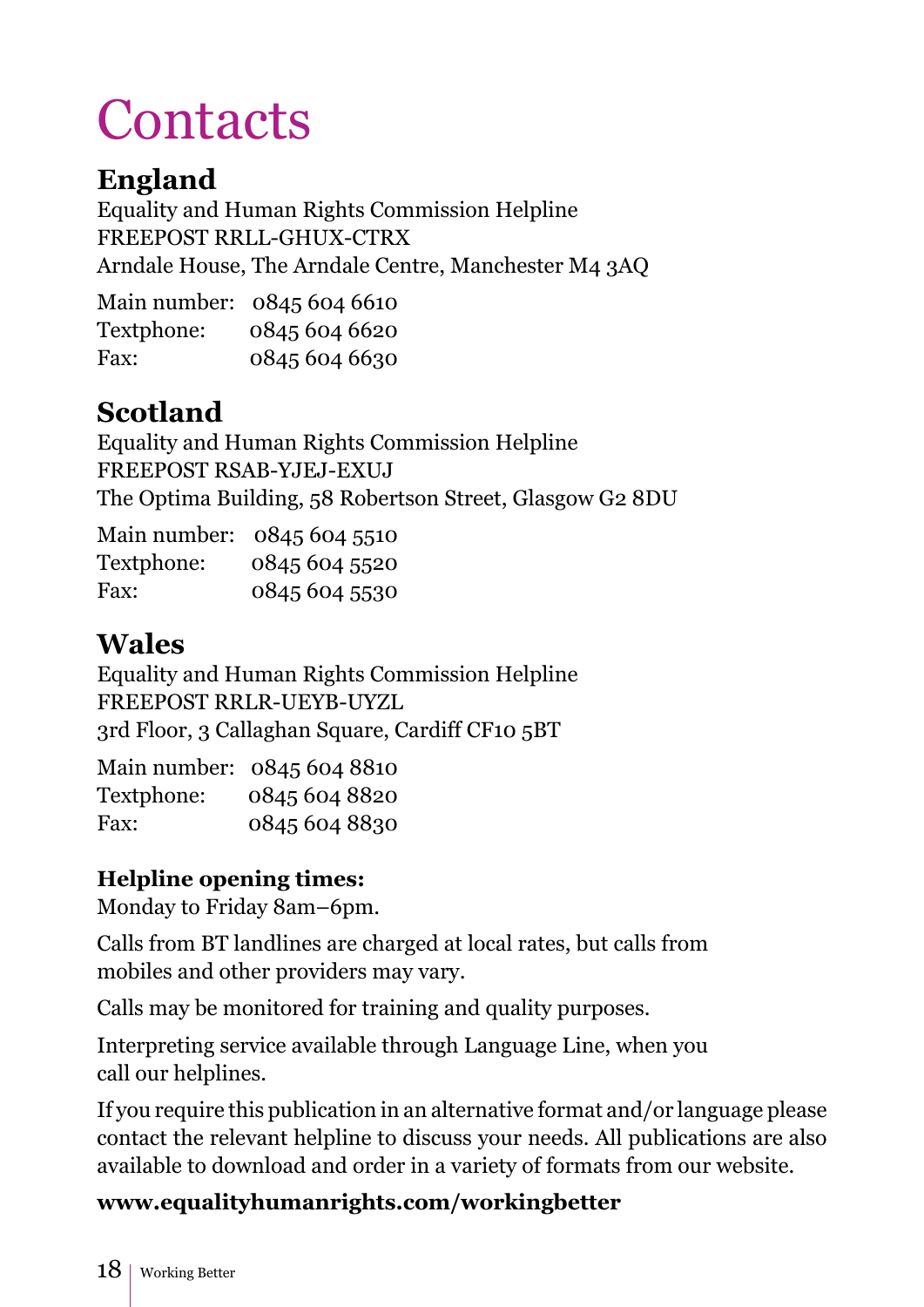# Contacts

## England

Equality and Human Rights Commission Helpline
FREEPOST RRLL-GHUX-CTRX
Arndale House, The Arndale Centre, Manchester M4 3AQ

Main number: 0845 604 6610
Textphone: 0845 604 6620
Fax: 0845 604 6630

## Scotland

Equality and Human Rights Commission Helpline
FREEPOST RSAB-YJEJ-EXUJ
The Optima Building, 58 Robertson Street, Glasgow G2 8DU

Main number: 0845 604 5510
Textphone: 0845 604 5520
Fax: 0845 604 5530

## Wales

Equality and Human Rights Commission Helpline
FREEPOST RRLR-UEYB-UYZL
3rd Floor, 3 Callaghan Square, Cardiff CF10 5BT

Main number: 0845 604 8810
Textphone: 0845 604 8820
Fax: 0845 604 8830

**Helpline opening times:**
Monday to Friday 8am–6pm.

Calls from BT landlines are charged at local rates, but calls from mobiles and other providers may vary.

Calls may be monitored for training and quality purposes.

Interpreting service available through Language Line, when you call our helplines.

If you require this publication in an alternative format and/or language please contact the relevant helpline to discuss your needs. All publications are also available to download and order in a variety of formats from our website.

**www.equalityhumanrights.com/workingbetter**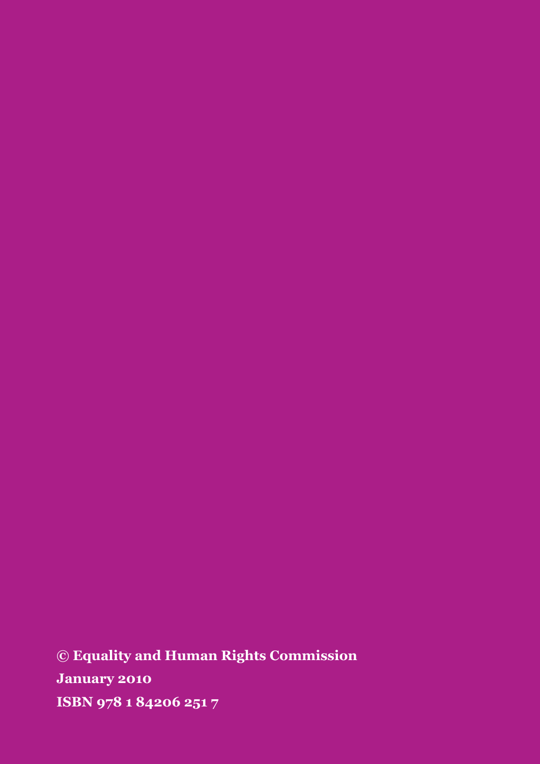**© Equality and Human Rights Commission**

**January 2010**

**ISBN 978 1 84206 251 7**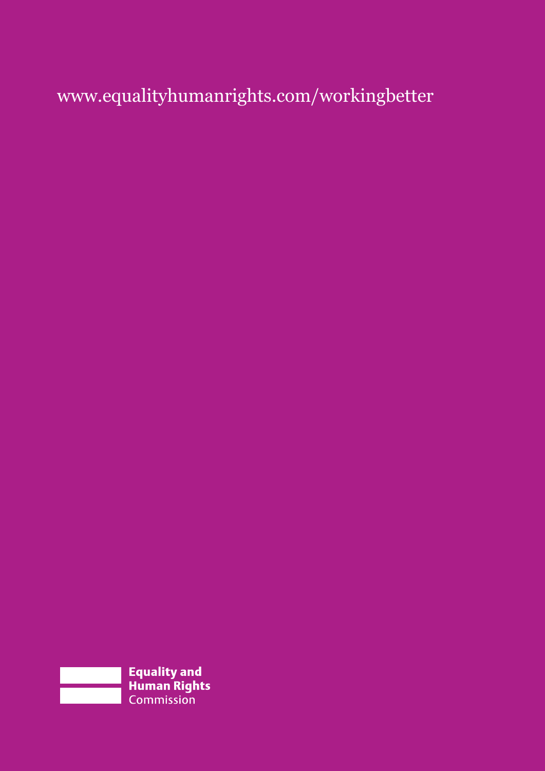www.equalityhumanrights.com/workingbetter

Equality and
Human Rights
Commission